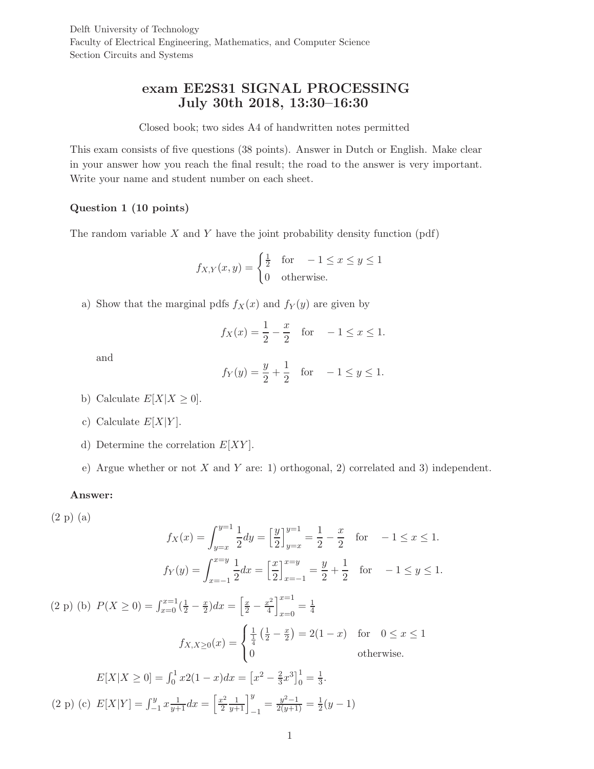Delft University of Technology
Faculty of Electrical Engineering, Mathematics, and Computer Science
Section Circuits and Systems

# exam EE2S31 SIGNAL PROCESSING
## July 30th 2018, 13:30–16:30

Closed book; two sides A4 of handwritten notes permitted

This exam consists of five questions (38 points). Answer in Dutch or English. Make clear in your answer how you reach the final result; the road to the answer is very important. Write your name and student number on each sheet.

### Question 1 (10 points)

The random variable $X$ and $Y$ have the joint probability density function (pdf)

$$f_{X,Y}(x,y) = \begin{cases} \frac{1}{2} & \text{for} \quad -1 \leq x \leq y \leq 1 \\ 0 & \text{otherwise.} \end{cases}$$

a) Show that the marginal pdfs $f_X(x)$ and $f_Y(y)$ are given by

$$f_X(x) = \frac{1}{2} - \frac{x}{2} \quad \text{for} \quad -1 \leq x \leq 1.$$

and

$$f_Y(y) = \frac{y}{2} + \frac{1}{2} \quad \text{for} \quad -1 \leq y \leq 1.$$

b) Calculate $E[X|X \geq 0]$.

c) Calculate $E[X|Y]$.

d) Determine the correlation $E[XY]$.

e) Argue whether or not $X$ and $Y$ are: 1) orthogonal, 2) correlated and 3) independent.

**Answer:**

(2 p) (a)

$$f_X(x) = \int_{y=x}^{y=1} \frac{1}{2} dy = \left[\frac{y}{2}\right]_{y=x}^{y=1} = \frac{1}{2} - \frac{x}{2} \quad \text{for} \quad -1 \leq x \leq 1.$$

$$f_Y(y) = \int_{x=-1}^{x=y} \frac{1}{2} dx = \left[\frac{x}{2}\right]_{x=-1}^{x=y} = \frac{y}{2} + \frac{1}{2} \quad \text{for} \quad -1 \leq y \leq 1.$$

(2 p) (b) $P(X \geq 0) = \int_{x=0}^{x=1} (\frac{1}{2} - \frac{x}{2}) dx = \left[\frac{x}{2} - \frac{x^2}{4}\right]_{x=0}^{x=1} = \frac{1}{4}$

$$f_{X,X\geq 0}(x) = \begin{cases} \frac{1}{\frac{1}{4}} \left(\frac{1}{2} - \frac{x}{2}\right) = 2(1-x) & \text{for} \quad 0 \leq x \leq 1 \\ 0 & \text{otherwise.} \end{cases}$$

$E[X|X \geq 0] = \int_0^1 x 2(1-x) dx = \left[x^2 - \frac{2}{3}x^3\right]_0^1 = \frac{1}{3}$.

(2 p) (c) $E[X|Y] = \int_{-1}^{y} x \frac{1}{y+1} dx = \left[\frac{x^2}{2} \frac{1}{y+1}\right]_{-1}^{y} = \frac{y^2-1}{2(y+1)} = \frac{1}{2}(y-1)$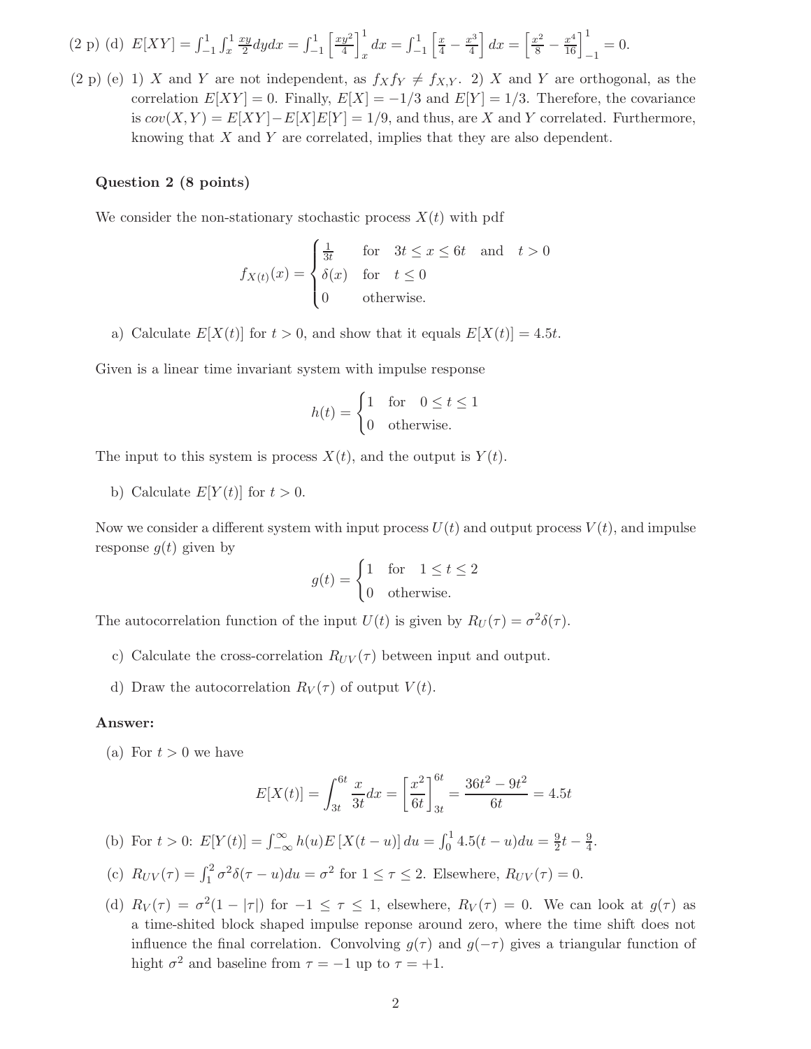(2 p) (d) $E[XY] = \int_{-1}^{1} \int_{x}^{1} \frac{xy}{2} dy dx = \int_{-1}^{1} \left[\frac{xy^2}{4}\right]_x^1 dx = \int_{-1}^{1} \left[\frac{x}{4} - \frac{x^3}{4}\right] dx = \left[\frac{x^2}{8} - \frac{x^4}{16}\right]_{-1}^{1} = 0.$

(2 p) (e) 1) $X$ and $Y$ are not independent, as $f_X f_Y \neq f_{X,Y}$. 2) $X$ and $Y$ are orthogonal, as the correlation $E[XY] = 0$. Finally, $E[X] = -1/3$ and $E[Y] = 1/3$. Therefore, the covariance is $cov(X, Y) = E[XY] - E[X]E[Y] = 1/9$, and thus, are $X$ and $Y$ correlated. Furthermore, knowing that $X$ and $Y$ are correlated, implies that they are also dependent.

**Question 2 (8 points)**

We consider the non-stationary stochastic process $X(t)$ with pdf

$$f_{X(t)}(x) = \begin{cases} \frac{1}{3t} & \text{for} \quad 3t \leq x \leq 6t \quad \text{and} \quad t > 0 \\ \delta(x) & \text{for} \quad t \leq 0 \\ 0 & \text{otherwise.} \end{cases}$$

a) Calculate $E[X(t)]$ for $t > 0$, and show that it equals $E[X(t)] = 4.5t$.

Given is a linear time invariant system with impulse response

$$h(t) = \begin{cases} 1 & \text{for} \quad 0 \leq t \leq 1 \\ 0 & \text{otherwise.} \end{cases}$$

The input to this system is process $X(t)$, and the output is $Y(t)$.

b) Calculate $E[Y(t)]$ for $t > 0$.

Now we consider a different system with input process $U(t)$ and output process $V(t)$, and impulse response $g(t)$ given by

$$g(t) = \begin{cases} 1 & \text{for} \quad 1 \leq t \leq 2 \\ 0 & \text{otherwise.} \end{cases}$$

The autocorrelation function of the input $U(t)$ is given by $R_U(\tau) = \sigma^2 \delta(\tau)$.

c) Calculate the cross-correlation $R_{UV}(\tau)$ between input and output.

d) Draw the autocorrelation $R_V(\tau)$ of output $V(t)$.

**Answer:**

(a) For $t > 0$ we have

$$E[X(t)] = \int_{3t}^{6t} \frac{x}{3t} dx = \left[\frac{x^2}{6t}\right]_{3t}^{6t} = \frac{36t^2 - 9t^2}{6t} = 4.5t$$

(b) For $t > 0$: $E[Y(t)] = \int_{-\infty}^{\infty} h(u) E[X(t-u)] du = \int_0^1 4.5(t-u) du = \frac{9}{2}t - \frac{9}{4}$.

(c) $R_{UV}(\tau) = \int_1^2 \sigma^2 \delta(\tau - u) du = \sigma^2$ for $1 \leq \tau \leq 2$. Elsewhere, $R_{UV}(\tau) = 0$.

(d) $R_V(\tau) = \sigma^2(1 - |\tau|)$ for $-1 \leq \tau \leq 1$, elsewhere, $R_V(\tau) = 0$. We can look at $g(\tau)$ as a time-shited block shaped impulse reponse around zero, where the time shift does not influence the final correlation. Convolving $g(\tau)$ and $g(-\tau)$ gives a triangular function of hight $\sigma^2$ and baseline from $\tau = -1$ up to $\tau = +1$.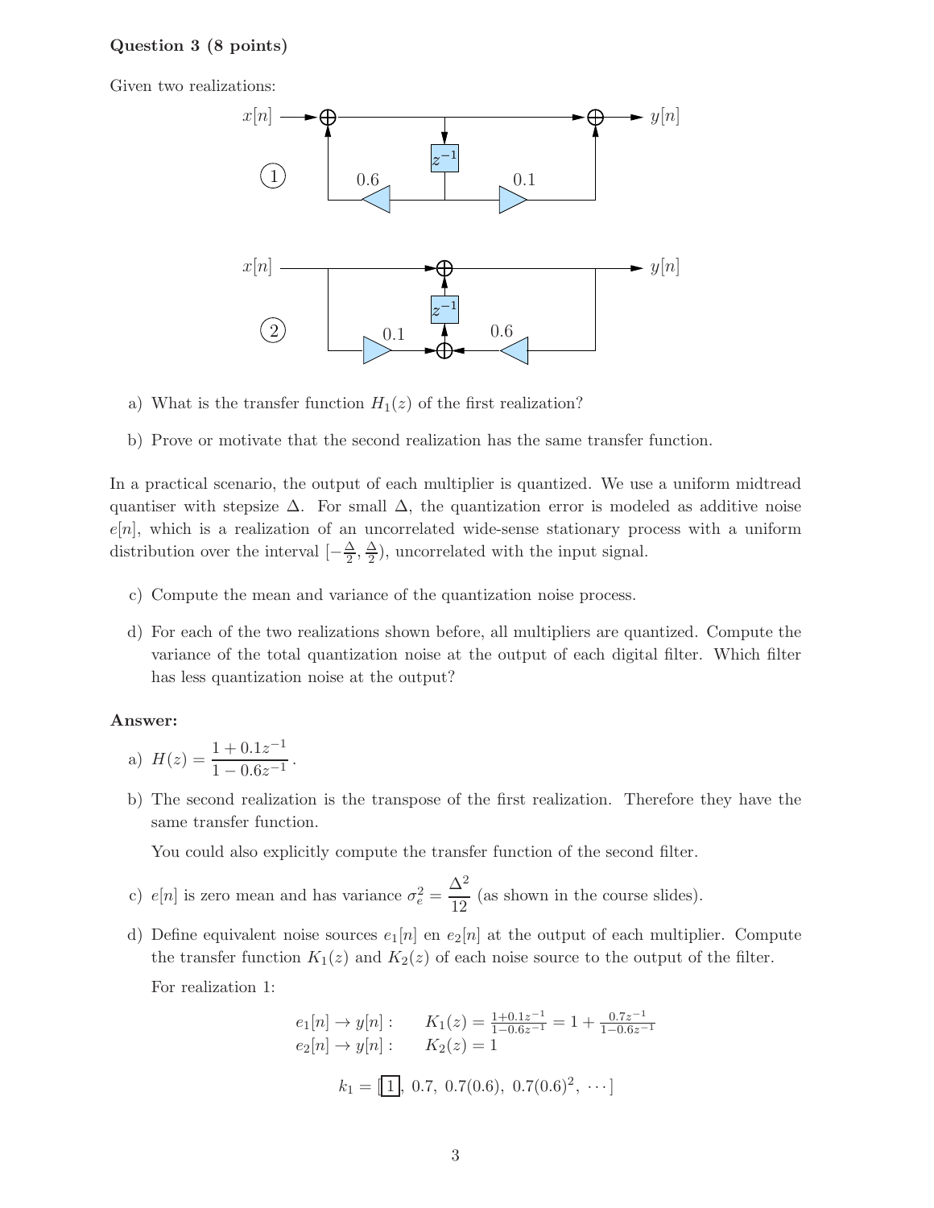## Question 3 (8 points)

Given two realizations:

a) What is the transfer function $H_1(z)$ of the first realization?

b) Prove or motivate that the second realization has the same transfer function.

In a practical scenario, the output of each multiplier is quantized. We use a uniform midtread quantiser with stepsize $\Delta$. For small $\Delta$, the quantization error is modeled as additive noise $e[n]$, which is a realization of an uncorrelated wide-sense stationary process with a uniform distribution over the interval $[-\frac{\Delta}{2}, \frac{\Delta}{2})$, uncorrelated with the input signal.

c) Compute the mean and variance of the quantization noise process.

d) For each of the two realizations shown before, all multipliers are quantized. Compute the variance of the total quantization noise at the output of each digital filter. Which filter has less quantization noise at the output?

**Answer:**

a) $H(z) = \dfrac{1 + 0.1z^{-1}}{1 - 0.6z^{-1}}$.

b) The second realization is the transpose of the first realization. Therefore they have the same transfer function.

You could also explicitly compute the transfer function of the second filter.

c) $e[n]$ is zero mean and has variance $\sigma_e^2 = \dfrac{\Delta^2}{12}$ (as shown in the course slides).

d) Define equivalent noise sources $e_1[n]$ en $e_2[n]$ at the output of each multiplier. Compute the transfer function $K_1(z)$ and $K_2(z)$ of each noise source to the output of the filter.

For realization 1:

$$
\begin{aligned}
e_1[n] \to y[n]: \quad & K_1(z) = \tfrac{1+0.1z^{-1}}{1-0.6z^{-1}} = 1 + \tfrac{0.7z^{-1}}{1-0.6z^{-1}} \\
e_2[n] \to y[n]: \quad & K_2(z) = 1
\end{aligned}
$$

$$
k_1 = [\boxed{1},\ 0.7,\ 0.7(0.6),\ 0.7(0.6)^2,\ \cdots]
$$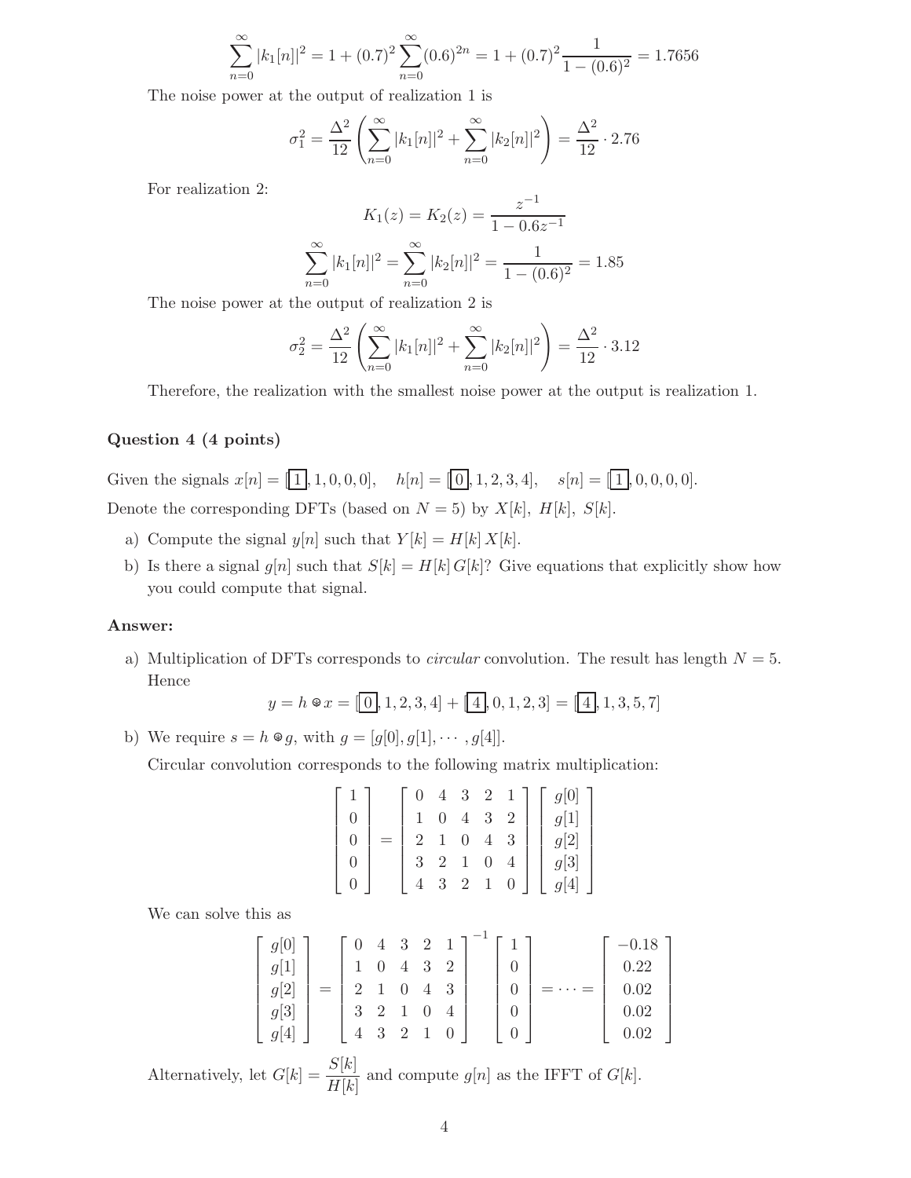$$\sum_{n=0}^{\infty} |k_1[n]|^2 = 1 + (0.7)^2 \sum_{n=0}^{\infty} (0.6)^{2n} = 1 + (0.7)^2 \frac{1}{1-(0.6)^2} = 1.7656$$

The noise power at the output of realization 1 is

$$\sigma_1^2 = \frac{\Delta^2}{12} \left( \sum_{n=0}^{\infty} |k_1[n]|^2 + \sum_{n=0}^{\infty} |k_2[n]|^2 \right) = \frac{\Delta^2}{12} \cdot 2.76$$

For realization 2:

$$K_1(z) = K_2(z) = \frac{z^{-1}}{1-0.6z^{-1}}$$

$$\sum_{n=0}^{\infty} |k_1[n]|^2 = \sum_{n=0}^{\infty} |k_2[n]|^2 = \frac{1}{1-(0.6)^2} = 1.85$$

The noise power at the output of realization 2 is

$$\sigma_2^2 = \frac{\Delta^2}{12} \left( \sum_{n=0}^{\infty} |k_1[n]|^2 + \sum_{n=0}^{\infty} |k_2[n]|^2 \right) = \frac{\Delta^2}{12} \cdot 3.12$$

Therefore, the realization with the smallest noise power at the output is realization 1.

### Question 4 (4 points)

Given the signals $x[n] = [\boxed{1}, 1, 0, 0, 0]$, $\quad h[n] = [\boxed{0}, 1, 2, 3, 4]$, $\quad s[n] = [\boxed{1}, 0, 0, 0, 0]$.

Denote the corresponding DFTs (based on $N = 5$) by $X[k]$, $H[k]$, $S[k]$.

a) Compute the signal $y[n]$ such that $Y[k] = H[k]\,X[k]$.

b) Is there a signal $g[n]$ such that $S[k] = H[k]\,G[k]$? Give equations that explicitly show how you could compute that signal.

**Answer:**

a) Multiplication of DFTs corresponds to *circular* convolution. The result has length $N = 5$. Hence

$$y = h \circledast x = [\boxed{0}, 1, 2, 3, 4] + [\boxed{4}, 0, 1, 2, 3] = [\boxed{4}, 1, 3, 5, 7]$$

b) We require $s = h \circledast g$, with $g = [g[0], g[1], \cdots, g[4]]$.

Circular convolution corresponds to the following matrix multiplication:

$$\begin{bmatrix} 1 \\ 0 \\ 0 \\ 0 \\ 0 \end{bmatrix} = \begin{bmatrix} 0 & 4 & 3 & 2 & 1 \\ 1 & 0 & 4 & 3 & 2 \\ 2 & 1 & 0 & 4 & 3 \\ 3 & 2 & 1 & 0 & 4 \\ 4 & 3 & 2 & 1 & 0 \end{bmatrix} \begin{bmatrix} g[0] \\ g[1] \\ g[2] \\ g[3] \\ g[4] \end{bmatrix}$$

We can solve this as

$$\begin{bmatrix} g[0] \\ g[1] \\ g[2] \\ g[3] \\ g[4] \end{bmatrix} = \begin{bmatrix} 0 & 4 & 3 & 2 & 1 \\ 1 & 0 & 4 & 3 & 2 \\ 2 & 1 & 0 & 4 & 3 \\ 3 & 2 & 1 & 0 & 4 \\ 4 & 3 & 2 & 1 & 0 \end{bmatrix}^{-1} \begin{bmatrix} 1 \\ 0 \\ 0 \\ 0 \\ 0 \end{bmatrix} = \cdots = \begin{bmatrix} -0.18 \\ 0.22 \\ 0.02 \\ 0.02 \\ 0.02 \end{bmatrix}$$

Alternatively, let $G[k] = \dfrac{S[k]}{H[k]}$ and compute $g[n]$ as the IFFT of $G[k]$.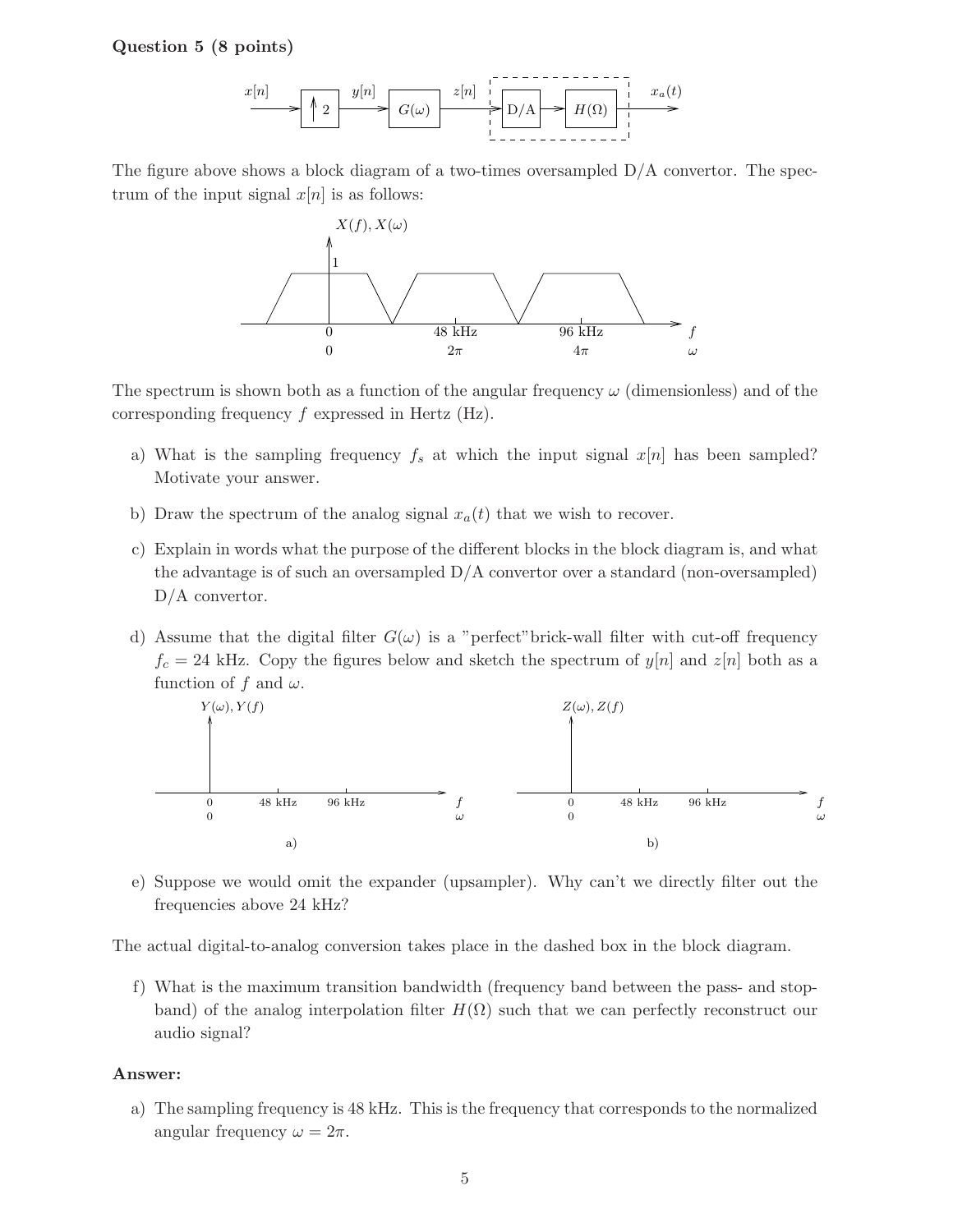**Question 5 (8 points)**

The figure above shows a block diagram of a two-times oversampled D/A convertor. The spectrum of the input signal $x[n]$ is as follows:

The spectrum is shown both as a function of the angular frequency $\omega$ (dimensionless) and of the corresponding frequency $f$ expressed in Hertz (Hz).

a) What is the sampling frequency $f_s$ at which the input signal $x[n]$ has been sampled? Motivate your answer.

b) Draw the spectrum of the analog signal $x_a(t)$ that we wish to recover.

c) Explain in words what the purpose of the different blocks in the block diagram is, and what the advantage is of such an oversampled D/A convertor over a standard (non-oversampled) D/A convertor.

d) Assume that the digital filter $G(\omega)$ is a "perfect" brick-wall filter with cut-off frequency $f_c = 24$ kHz. Copy the figures below and sketch the spectrum of $y[n]$ and $z[n]$ both as a function of $f$ and $\omega$.

e) Suppose we would omit the expander (upsampler). Why can't we directly filter out the frequencies above 24 kHz?

The actual digital-to-analog conversion takes place in the dashed box in the block diagram.

f) What is the maximum transition bandwidth (frequency band between the pass- and stop-band) of the analog interpolation filter $H(\Omega)$ such that we can perfectly reconstruct our audio signal?

**Answer:**

a) The sampling frequency is 48 kHz. This is the frequency that corresponds to the normalized angular frequency $\omega = 2\pi$.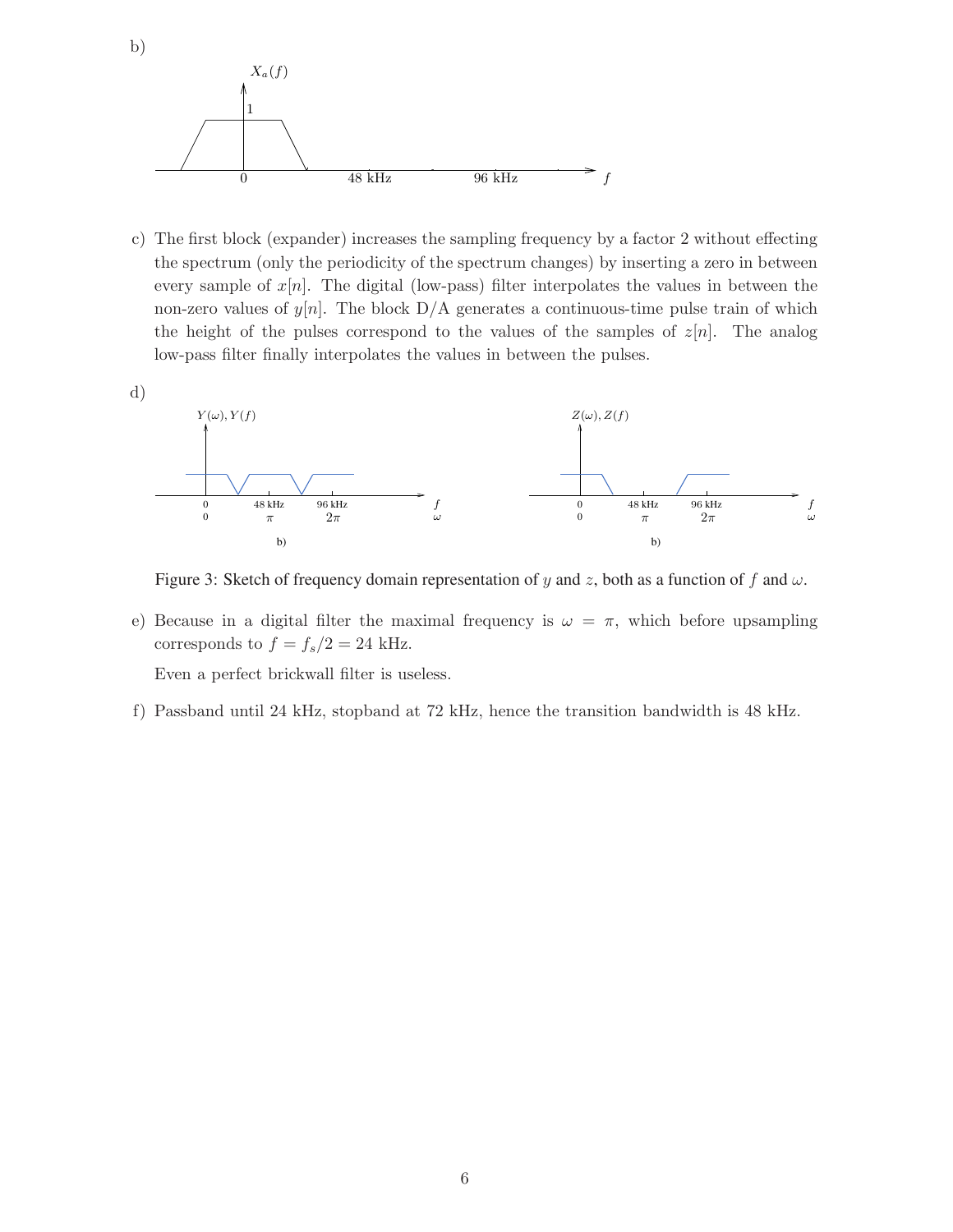b)

$X_a(f)$

1

0

48 kHz

96 kHz

$f$

c) The first block (expander) increases the sampling frequency by a factor 2 without effecting the spectrum (only the periodicity of the spectrum changes) by inserting a zero in between every sample of $x[n]$. The digital (low-pass) filter interpolates the values in between the non-zero values of $y[n]$. The block D/A generates a continuous-time pulse train of which the height of the pulses correspond to the values of the samples of $z[n]$. The analog low-pass filter finally interpolates the values in between the pulses.

d)

$Y(\omega), Y(f)$

0 48 kHz 96 kHz $f$

0 $\pi$ $2\pi$ $\omega$

b)

$Z(\omega), Z(f)$

0 48 kHz 96 kHz $f$

0 $\pi$ $2\pi$ $\omega$

b)

Figure 3: Sketch of frequency domain representation of $y$ and $z$, both as a function of $f$ and $\omega$.

e) Because in a digital filter the maximal frequency is $\omega = \pi$, which before upsampling corresponds to $f = f_s/2 = 24$ kHz.

   Even a perfect brickwall filter is useless.

f) Passband until 24 kHz, stopband at 72 kHz, hence the transition bandwidth is 48 kHz.